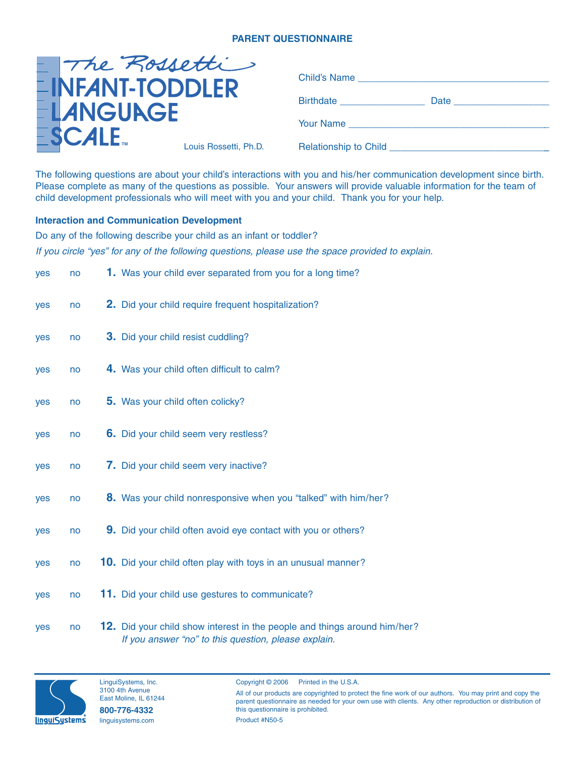**PARENT QUESTIONNAIRE**

# The Rossetti INFANT-TODDLER LANGUAGE SCALE™

Louis Rossetti, Ph.D.

Child's Name ___________________________________

Birthdate _______________ Date _________________

Your Name _____________________________________

Relationship to Child ____________________________

The following questions are about your child's interactions with you and his/her communication development since birth. Please complete as many of the questions as possible. Your answers will provide valuable information for the team of child development professionals who will meet with you and your child. Thank you for your help.

### Interaction and Communication Development

Do any of the following describe your child as an infant or toddler?

*If you circle "yes" for any of the following questions, please use the space provided to explain.*

yes no **1.** Was your child ever separated from you for a long time?

yes no **2.** Did your child require frequent hospitalization?

yes no **3.** Did your child resist cuddling?

yes no **4.** Was your child often difficult to calm?

yes no **5.** Was your child often colicky?

yes no **6.** Did your child seem very restless?

yes no **7.** Did your child seem very inactive?

yes no **8.** Was your child nonresponsive when you "talked" with him/her?

yes no **9.** Did your child often avoid eye contact with you or others?

yes no **10.** Did your child often play with toys in an unusual manner?

yes no **11.** Did your child use gestures to communicate?

yes no **12.** Did your child show interest in the people and things around him/her?
*If you answer "no" to this question, please explain.*

LinguiSystems, Inc.
3100 4th Avenue
East Moline, IL 61244
**800-776-4332**
linguisystems.com

Copyright © 2006 Printed in the U.S.A.

All of our products are copyrighted to protect the fine work of our authors. You may print and copy the parent questionnaire as needed for your own use with clients. Any other reproduction or distribution of this questionnaire is prohibited.

Product #N50-5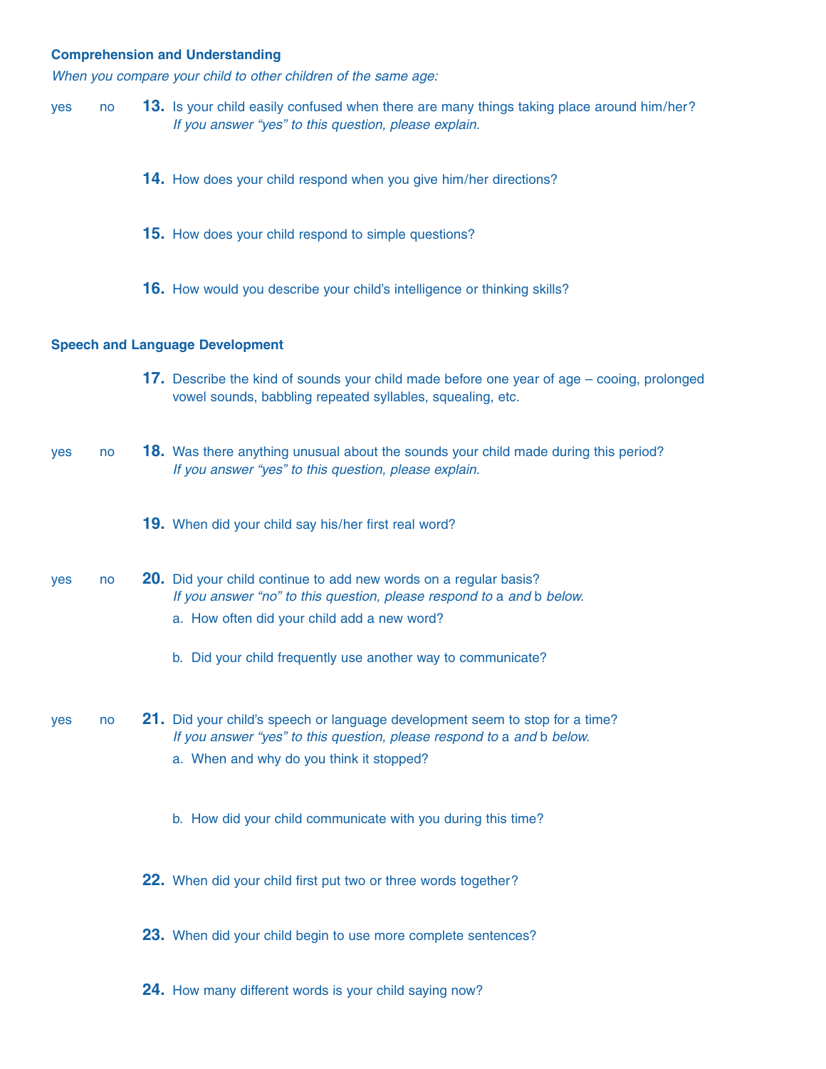**Comprehension and Understanding**

*When you compare your child to other children of the same age:*

yes no **13.** Is your child easily confused when there are many things taking place around him/her?
*If you answer “yes” to this question, please explain.*

**14.** How does your child respond when you give him/her directions?

**15.** How does your child respond to simple questions?

**16.** How would you describe your child’s intelligence or thinking skills?

**Speech and Language Development**

**17.** Describe the kind of sounds your child made before one year of age – cooing, prolonged vowel sounds, babbling repeated syllables, squealing, etc.

yes no **18.** Was there anything unusual about the sounds your child made during this period?
*If you answer “yes” to this question, please explain.*

**19.** When did your child say his/her first real word?

yes no **20.** Did your child continue to add new words on a regular basis?
*If you answer “no” to this question, please respond to* a *and* b *below.*

a. How often did your child add a new word?

b. Did your child frequently use another way to communicate?

yes no **21.** Did your child’s speech or language development seem to stop for a time?
*If you answer “yes” to this question, please respond to* a *and* b *below.*

a. When and why do you think it stopped?

b. How did your child communicate with you during this time?

**22.** When did your child first put two or three words together?

**23.** When did your child begin to use more complete sentences?

**24.** How many different words is your child saying now?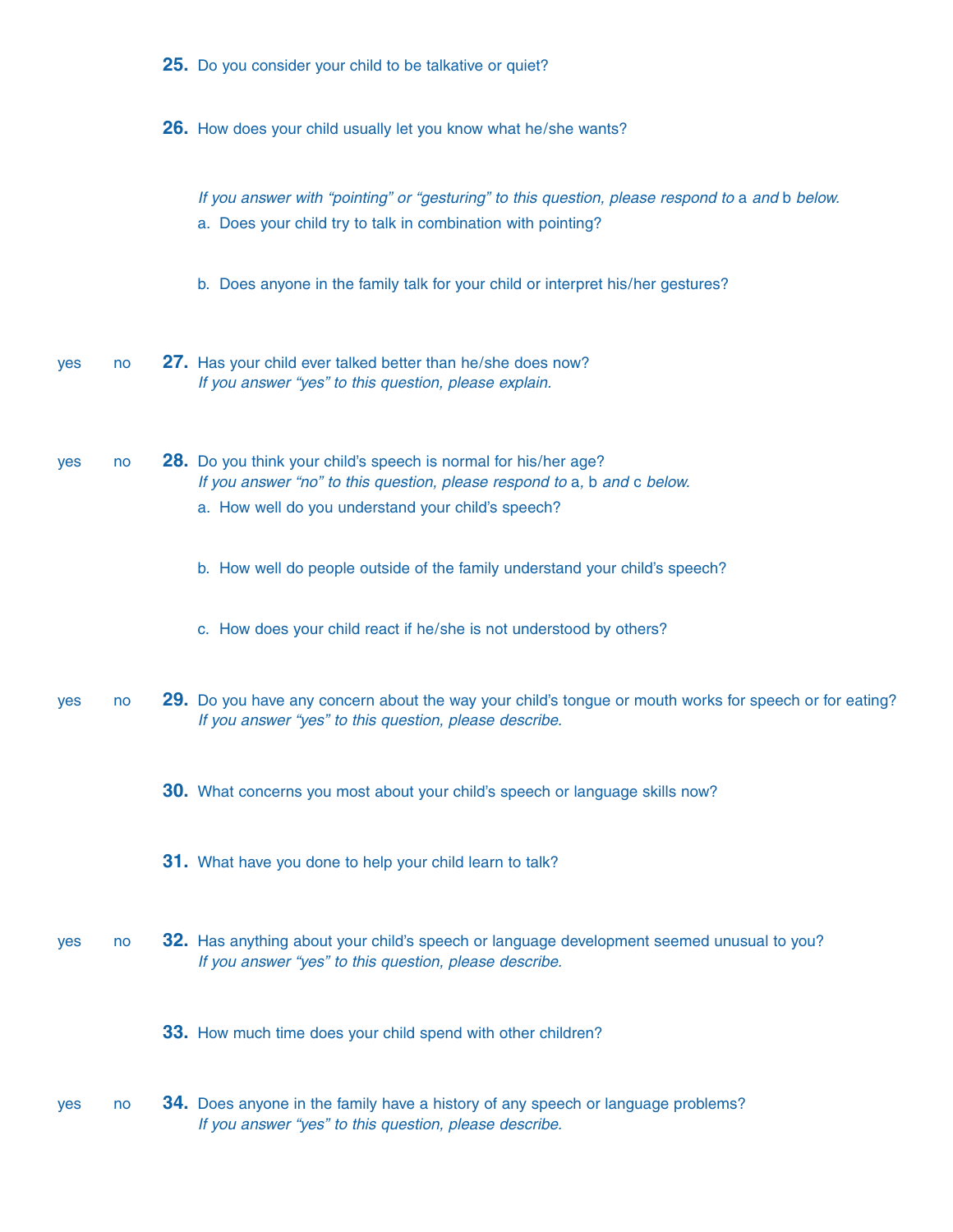**25.** Do you consider your child to be talkative or quiet?

**26.** How does your child usually let you know what he/she wants?

*If you answer with "pointing" or "gesturing" to this question, please respond to* a *and* b *below.*

a. Does your child try to talk in combination with pointing?

b. Does anyone in the family talk for your child or interpret his/her gestures?

yes no **27.** Has your child ever talked better than he/she does now?
*If you answer "yes" to this question, please explain.*

yes no **28.** Do you think your child's speech is normal for his/her age?
*If you answer "no" to this question, please respond to* a, b *and* c *below.*

a. How well do you understand your child's speech?

b. How well do people outside of the family understand your child's speech?

c. How does your child react if he/she is not understood by others?

yes no **29.** Do you have any concern about the way your child's tongue or mouth works for speech or for eating?
*If you answer "yes" to this question, please describe.*

**30.** What concerns you most about your child's speech or language skills now?

**31.** What have you done to help your child learn to talk?

yes no **32.** Has anything about your child's speech or language development seemed unusual to you?
*If you answer "yes" to this question, please describe.*

**33.** How much time does your child spend with other children?

yes no **34.** Does anyone in the family have a history of any speech or language problems?
*If you answer "yes" to this question, please describe.*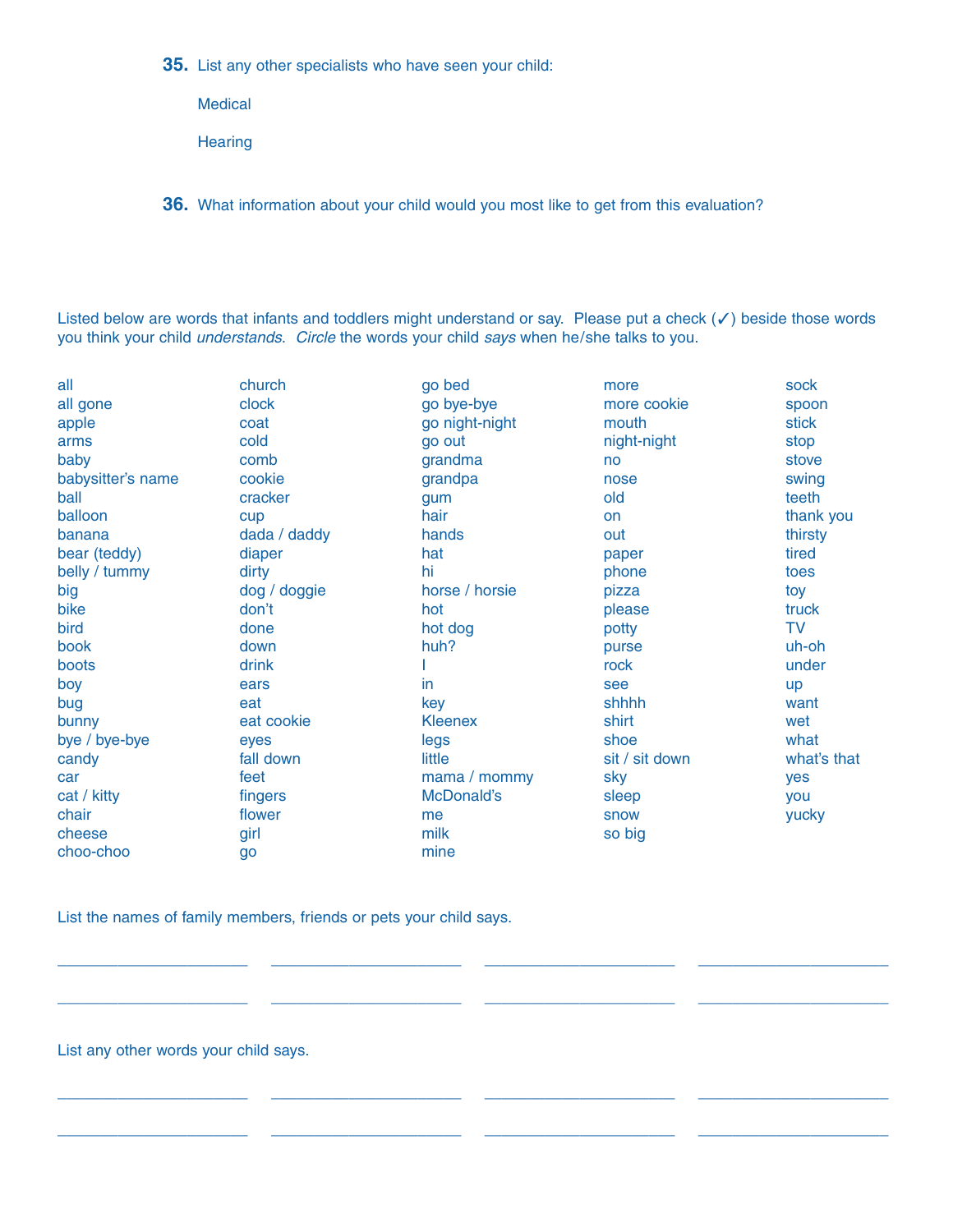**35.** List any other specialists who have seen your child:

Medical

Hearing

**36.** What information about your child would you most like to get from this evaluation?

Listed below are words that infants and toddlers might understand or say. Please put a check (✓) beside those words you think your child *understands*. *Circle* the words your child *says* when he/she talks to you.

all
all gone
apple
arms
baby
babysitter's name
ball
balloon
banana
bear (teddy)
belly / tummy
big
bike
bird
book
boots
boy
bug
bunny
bye / bye-bye
candy
car
cat / kitty
chair
cheese
choo-choo
church
clock
coat
cold
comb
cookie
cracker
cup
dada / daddy
diaper
dirty
dog / doggie
don't
done
down
drink
ears
eat
eat cookie
eyes
fall down
feet
fingers
flower
girl
go
go bed
go bye-bye
go night-night
go out
grandma
grandpa
gum
hair
hands
hat
hi
horse / horsie
hot
hot dog
huh?
I
in
key
Kleenex
legs
little
mama / mommy
McDonald's
me
milk
mine
more
more cookie
mouth
night-night
no
nose
old
on
out
paper
phone
pizza
please
potty
purse
rock
see
shhhh
shirt
shoe
sit / sit down
sky
sleep
snow
so big
sock
spoon
stick
stop
stove
swing
teeth
thank you
thirsty
tired
toes
toy
truck
TV
uh-oh
under
up
want
wet
what
what's that
yes
you
yucky

List the names of family members, friends or pets your child says.

______________________ ______________________ ______________________ ______________________

______________________ ______________________ ______________________ ______________________

List any other words your child says.

______________________ ______________________ ______________________ ______________________

______________________ ______________________ ______________________ ______________________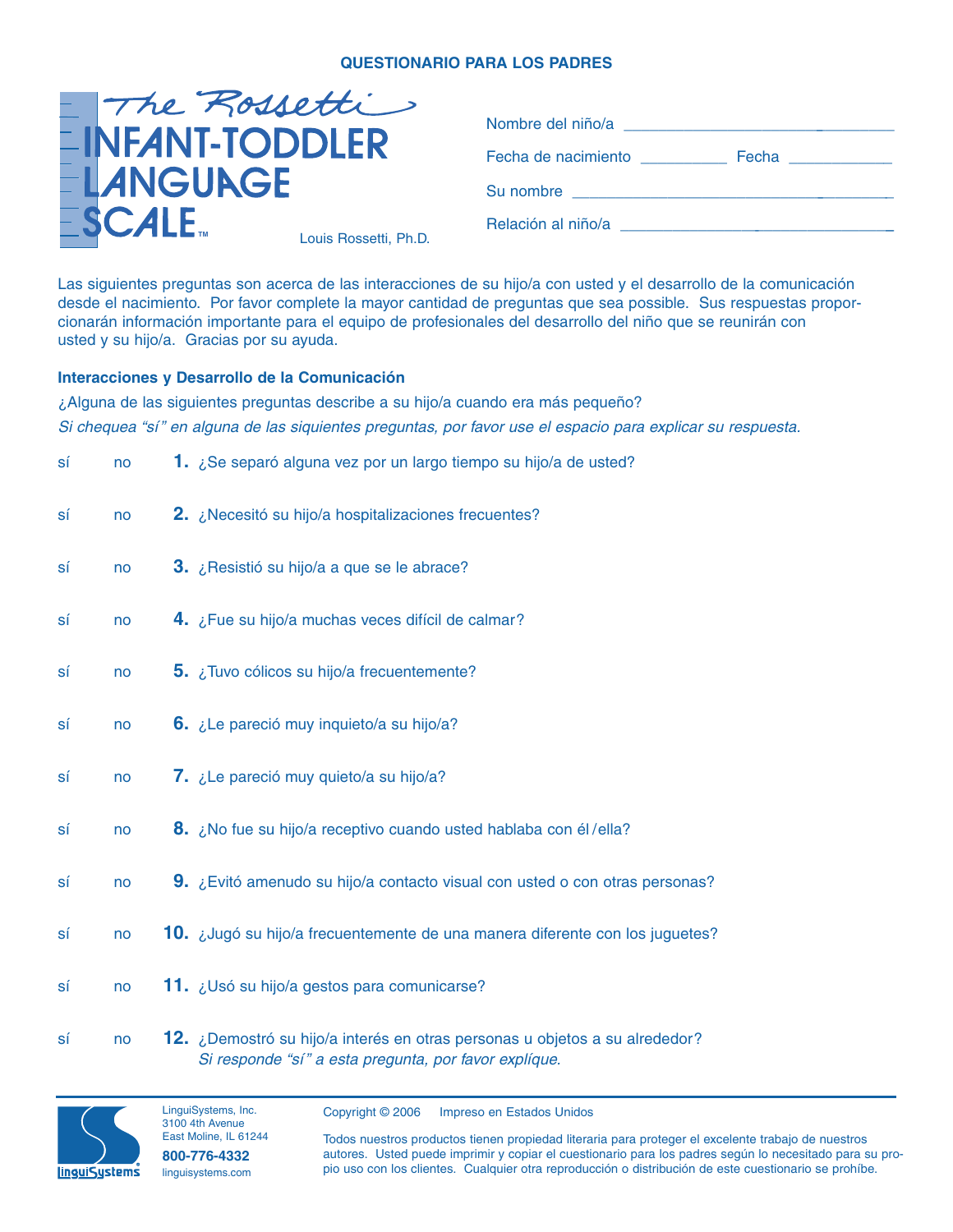**QUESTIONARIO PARA LOS PADRES**

# The Rossetti INFANT-TODDLER LANGUAGE SCALE™

Louis Rossetti, Ph.D.

Nombre del niño/a ______________________________

Fecha de nacimiento __________ Fecha ____________

Su nombre ______________________________

Relación al niño/a ______________________________

Las siguientes preguntas son acerca de las interacciones de su hijo/a con usted y el desarrollo de la comunicación desde el nacimiento. Por favor complete la mayor cantidad de preguntas que sea possible. Sus respuestas proporcionarán información importante para el equipo de profesionales del desarrollo del niño que se reunirán con usted y su hijo/a. Gracias por su ayuda.

## Interacciones y Desarrollo de la Comunicación

¿Alguna de las siguientes preguntas describe a su hijo/a cuando era más pequeño?

*Si chequea "sí" en alguna de las siquientes preguntas, por favor use el espacio para explicar su respuesta.*

sí no **1.** ¿Se separó alguna vez por un largo tiempo su hijo/a de usted?

sí no **2.** ¿Necesitó su hijo/a hospitalizaciones frecuentes?

sí no **3.** ¿Resistió su hijo/a a que se le abrace?

sí no **4.** ¿Fue su hijo/a muchas veces difícil de calmar?

sí no **5.** ¿Tuvo cólicos su hijo/a frecuentemente?

sí no **6.** ¿Le pareció muy inquieto/a su hijo/a?

sí no **7.** ¿Le pareció muy quieto/a su hijo/a?

sí no **8.** ¿No fue su hijo/a receptivo cuando usted hablaba con él /ella?

sí no **9.** ¿Evitó amenudo su hijo/a contacto visual con usted o con otras personas?

sí no **10.** ¿Jugó su hijo/a frecuentemente de una manera diferente con los juguetes?

sí no **11.** ¿Usó su hijo/a gestos para comunicarse?

sí no **12.** ¿Demostró su hijo/a interés en otras personas u objetos a su alrededor?
*Si responde "sí" a esta pregunta, por favor explíque.*

---

LinguiSystems, Inc.
3100 4th Avenue
East Moline, IL 61244
**800-776-4332**
linguisystems.com

Copyright © 2006 Impreso en Estados Unidos

Todos nuestros productos tienen propiedad literaria para proteger el excelente trabajo de nuestros autores. Usted puede imprimir y copiar el cuestionario para los padres según lo necesitado para su propio uso con los clientes. Cualquier otra reproducción o distribución de este cuestionario se prohíbe.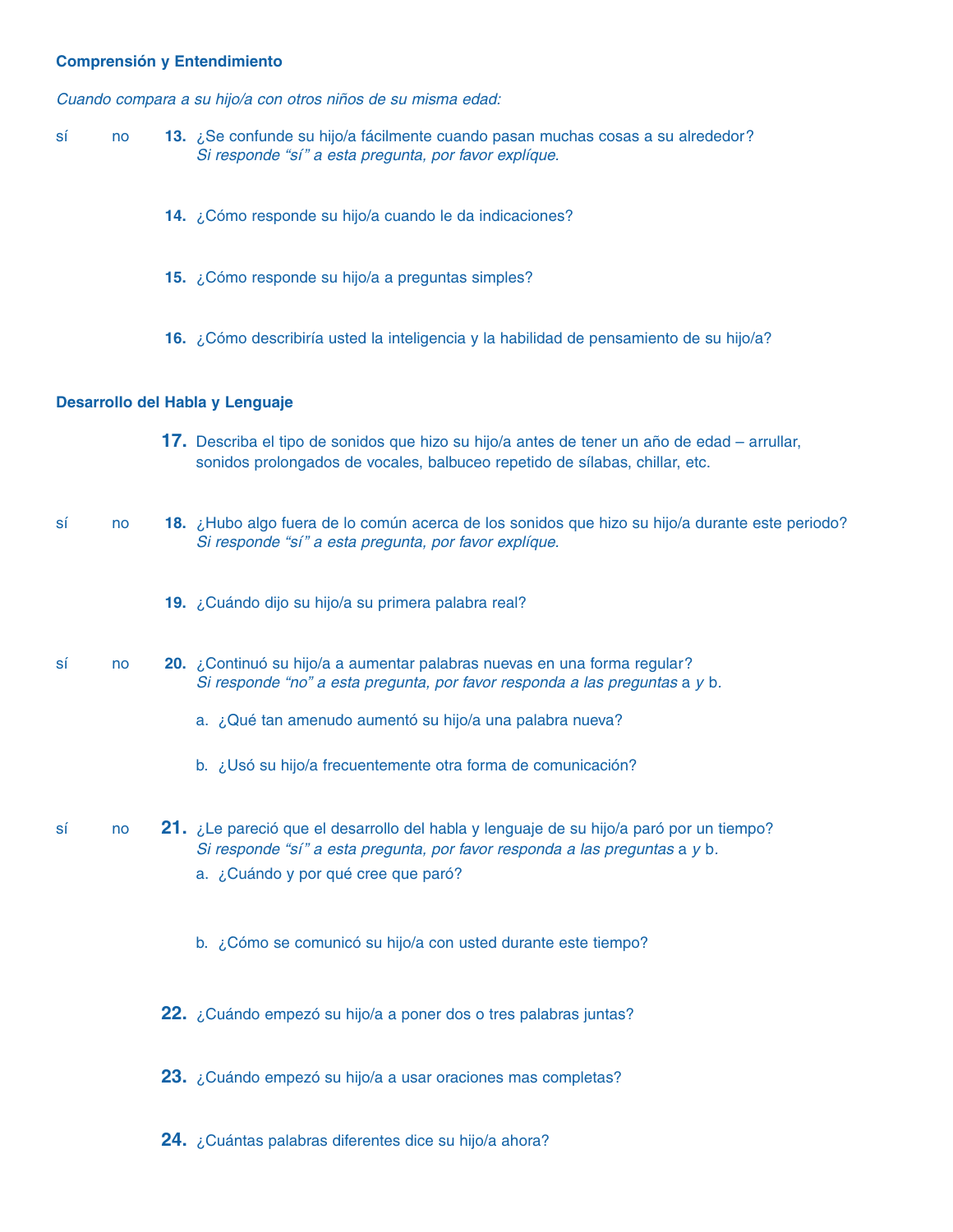**Comprensión y Entendimiento**

*Cuando compara a su hijo/a con otros niños de su misma edad:*

sí no **13.** ¿Se confunde su hijo/a fácilmente cuando pasan muchas cosas a su alrededor?
*Si responde "sí" a esta pregunta, por favor explíque.*

**14.** ¿Cómo responde su hijo/a cuando le da indicaciones?

**15.** ¿Cómo responde su hijo/a a preguntas simples?

**16.** ¿Cómo describiría usted la inteligencia y la habilidad de pensamiento de su hijo/a?

**Desarrollo del Habla y Lenguaje**

**17.** Describa el tipo de sonidos que hizo su hijo/a antes de tener un año de edad – arrullar, sonidos prolongados de vocales, balbuceo repetido de sílabas, chillar, etc.

sí no **18.** ¿Hubo algo fuera de lo común acerca de los sonidos que hizo su hijo/a durante este periodo?
*Si responde "sí" a esta pregunta, por favor explíque.*

**19.** ¿Cuándo dijo su hijo/a su primera palabra real?

sí no **20.** ¿Continuó su hijo/a a aumentar palabras nuevas en una forma regular?
*Si responde "no" a esta pregunta, por favor responda a las preguntas* a *y* b.

a. ¿Qué tan amenudo aumentó su hijo/a una palabra nueva?

b. ¿Usó su hijo/a frecuentemente otra forma de comunicación?

sí no **21.** ¿Le pareció que el desarrollo del habla y lenguaje de su hijo/a paró por un tiempo?
*Si responde "sí" a esta pregunta, por favor responda a las preguntas* a *y* b.

a. ¿Cuándo y por qué cree que paró?

b. ¿Cómo se comunicó su hijo/a con usted durante este tiempo?

**22.** ¿Cuándo empezó su hijo/a a poner dos o tres palabras juntas?

**23.** ¿Cuándo empezó su hijo/a a usar oraciones mas completas?

**24.** ¿Cuántas palabras diferentes dice su hijo/a ahora?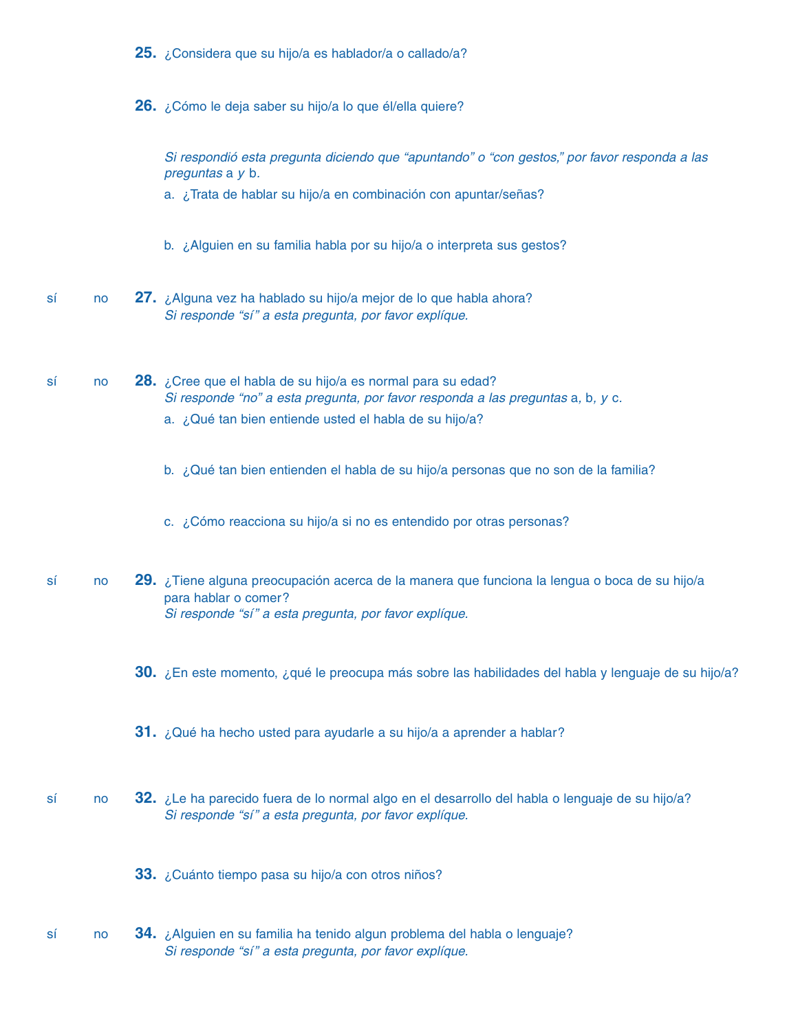**25.** ¿Considera que su hijo/a es hablador/a o callado/a?

**26.** ¿Cómo le deja saber su hijo/a lo que él/ella quiere?

*Si respondió esta pregunta diciendo que "apuntando" o "con gestos," por favor responda a las preguntas* a *y* b.

a. ¿Trata de hablar su hijo/a en combinación con apuntar/señas?

b. ¿Alguien en su familia habla por su hijo/a o interpreta sus gestos?

sí no **27.** ¿Alguna vez ha hablado su hijo/a mejor de lo que habla ahora?
*Si responde "sí" a esta pregunta, por favor explíque.*

sí no **28.** ¿Cree que el habla de su hijo/a es normal para su edad?
*Si responde "no" a esta pregunta, por favor responda a las preguntas* a, b, *y* c.

a. ¿Qué tan bien entiende usted el habla de su hijo/a?

b. ¿Qué tan bien entienden el habla de su hijo/a personas que no son de la familia?

c. ¿Cómo reacciona su hijo/a si no es entendido por otras personas?

sí no **29.** ¿Tiene alguna preocupación acerca de la manera que funciona la lengua o boca de su hijo/a para hablar o comer?
*Si responde "sí" a esta pregunta, por favor explíque.*

**30.** ¿En este momento, ¿qué le preocupa más sobre las habilidades del habla y lenguaje de su hijo/a?

**31.** ¿Qué ha hecho usted para ayudarle a su hijo/a a aprender a hablar?

sí no **32.** ¿Le ha parecido fuera de lo normal algo en el desarrollo del habla o lenguaje de su hijo/a?
*Si responde "sí" a esta pregunta, por favor explíque.*

**33.** ¿Cuánto tiempo pasa su hijo/a con otros niños?

sí no **34.** ¿Alguien en su familia ha tenido algun problema del habla o lenguaje?
*Si responde "sí" a esta pregunta, por favor explíque.*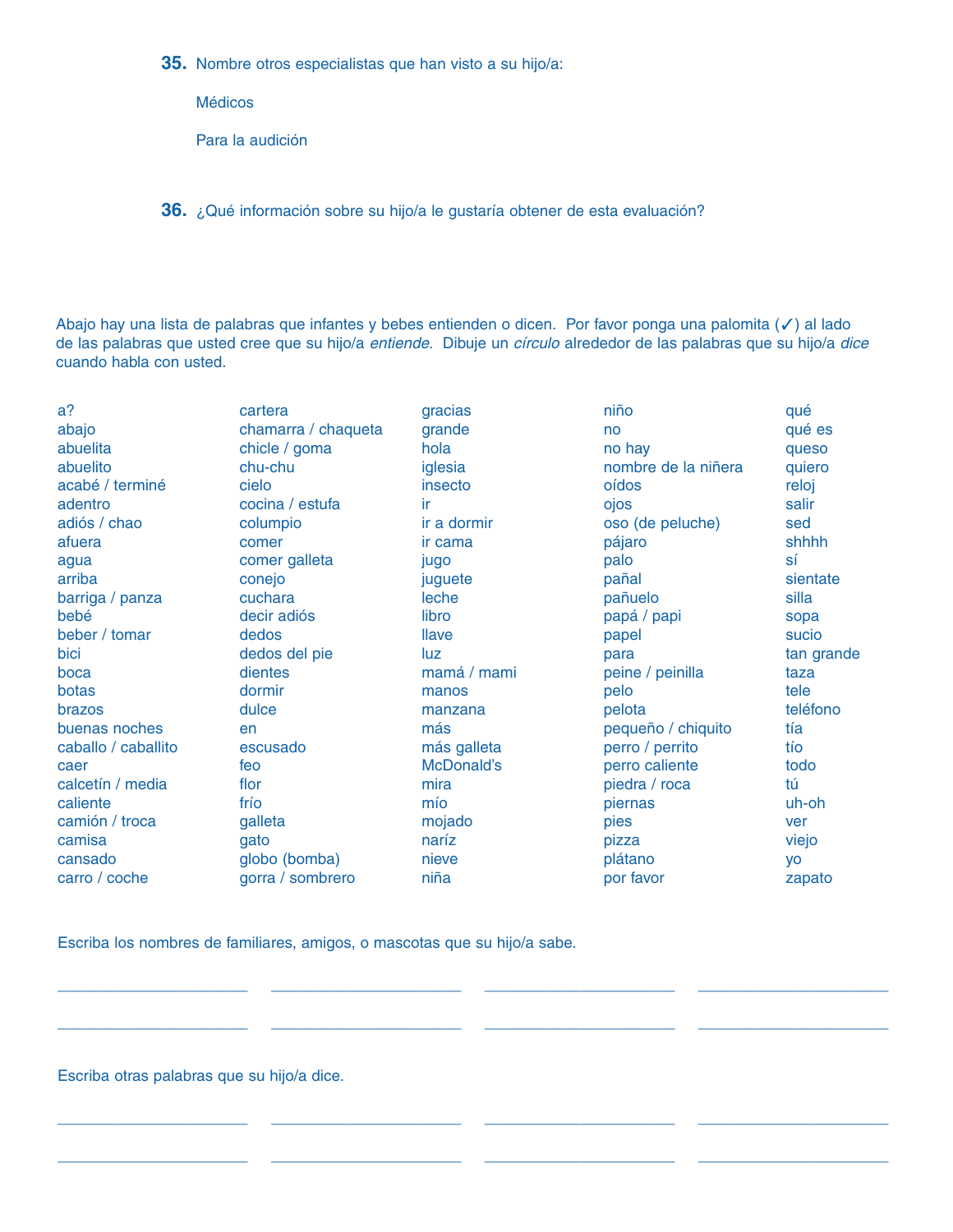**35.** Nombre otros especialistas que han visto a su hijo/a:

Médicos

Para la audición

**36.** ¿Qué información sobre su hijo/a le gustaría obtener de esta evaluación?

Abajo hay una lista de palabras que infantes y bebes entienden o dicen. Por favor ponga una palomita (✓) al lado de las palabras que usted cree que su hijo/a *entiende*. Dibuje un *círculo* alrededor de las palabras que su hijo/a *dice* cuando habla con usted.

| | | | | |
|---|---|---|---|---|
| a? | cartera | gracias | niño | qué |
| abajo | chamarra / chaqueta | grande | no | qué es |
| abuelita | chicle / goma | hola | no hay | queso |
| abuelito | chu-chu | iglesia | nombre de la niñera | quiero |
| acabé / terminé | cielo | insecto | oídos | reloj |
| adentro | cocina / estufa | ir | ojos | salir |
| adiós / chao | columpio | ir a dormir | oso (de peluche) | sed |
| afuera | comer | ir cama | pájaro | shhhh |
| agua | comer galleta | jugo | palo | sí |
| arriba | conejo | juguete | pañal | sientate |
| barriga / panza | cuchara | leche | pañuelo | silla |
| bebé | decir adiós | libro | papá / papi | sopa |
| beber / tomar | dedos | llave | papel | sucio |
| bici | dedos del pie | luz | para | tan grande |
| boca | dientes | mamá / mami | peine / peinilla | taza |
| botas | dormir | manos | pelo | tele |
| brazos | dulce | manzana | pelota | teléfono |
| buenas noches | en | más | pequeño / chiquito | tía |
| caballo / caballito | escusado | más galleta | perro / perrito | tío |
| caer | feo | McDonald's | perro caliente | todo |
| calcetín / media | flor | mira | piedra / roca | tú |
| caliente | frío | mío | piernas | uh-oh |
| camión / troca | galleta | mojado | pies | ver |
| camisa | gato | naríz | pizza | viejo |
| cansado | globo (bomba) | nieve | plátano | yo |
| carro / coche | gorra / sombrero | niña | por favor | zapato |

Escriba los nombres de familiares, amigos, o mascotas que su hijo/a sabe.

_______________ _______________ _______________ _______________

_______________ _______________ _______________ _______________

Escriba otras palabras que su hijo/a dice.

_______________ _______________ _______________ _______________

_______________ _______________ _______________ _______________